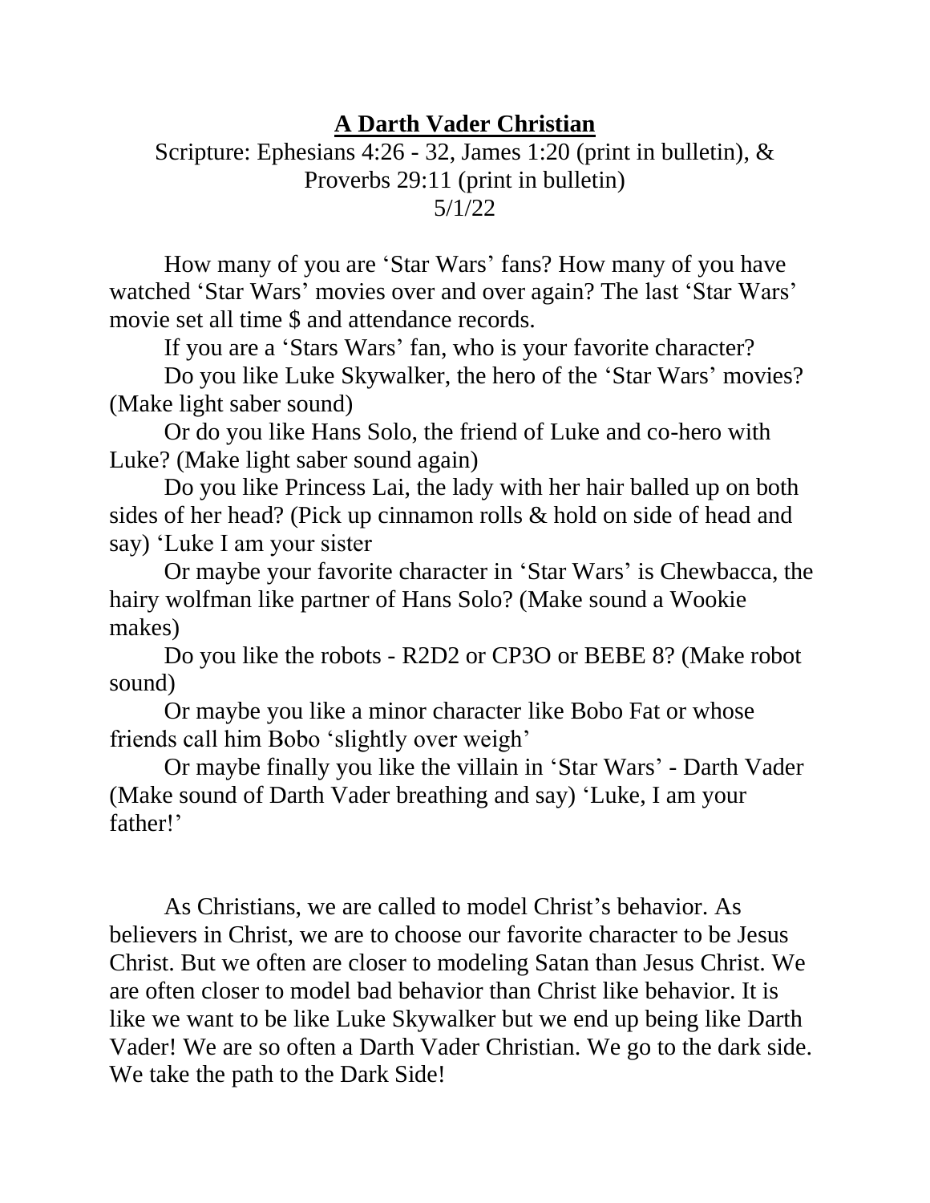# **A Darth Vader Christian**

Scripture: Ephesians 4:26 - 32, James 1:20 (print in bulletin), & Proverbs 29:11 (print in bulletin)
5/1/22

How many of you are 'Star Wars' fans? How many of you have watched 'Star Wars' movies over and over again? The last 'Star Wars' movie set all time $ and attendance records.

If you are a 'Stars Wars' fan, who is your favorite character?

Do you like Luke Skywalker, the hero of the 'Star Wars' movies? (Make light saber sound)

Or do you like Hans Solo, the friend of Luke and co-hero with Luke? (Make light saber sound again)

Do you like Princess Lai, the lady with her hair balled up on both sides of her head? (Pick up cinnamon rolls & hold on side of head and say) 'Luke I am your sister

Or maybe your favorite character in 'Star Wars' is Chewbacca, the hairy wolfman like partner of Hans Solo? (Make sound a Wookie makes)

Do you like the robots - R2D2 or CP3O or BEBE 8? (Make robot sound)

Or maybe you like a minor character like Bobo Fat or whose friends call him Bobo 'slightly over weigh'

Or maybe finally you like the villain in 'Star Wars' - Darth Vader (Make sound of Darth Vader breathing and say) 'Luke, I am your father!'

As Christians, we are called to model Christ's behavior. As believers in Christ, we are to choose our favorite character to be Jesus Christ. But we often are closer to modeling Satan than Jesus Christ. We are often closer to model bad behavior than Christ like behavior. It is like we want to be like Luke Skywalker but we end up being like Darth Vader! We are so often a Darth Vader Christian. We go to the dark side. We take the path to the Dark Side!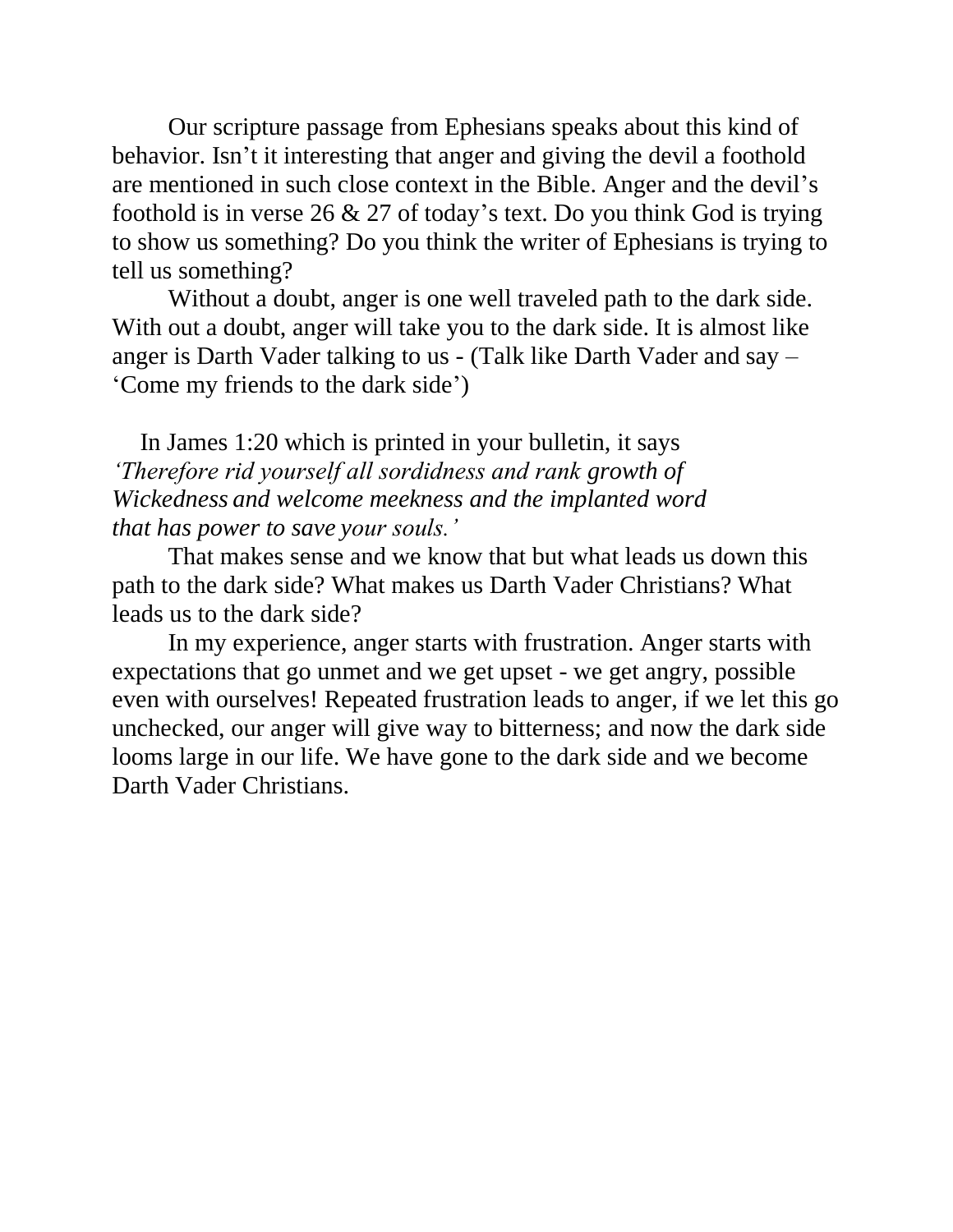Our scripture passage from Ephesians speaks about this kind of behavior. Isn't it interesting that anger and giving the devil a foothold are mentioned in such close context in the Bible. Anger and the devil's foothold is in verse 26 & 27 of today's text. Do you think God is trying to show us something? Do you think the writer of Ephesians is trying to tell us something?

Without a doubt, anger is one well traveled path to the dark side. With out a doubt, anger will take you to the dark side. It is almost like anger is Darth Vader talking to us - (Talk like Darth Vader and say – 'Come my friends to the dark side')

In James 1:20 which is printed in your bulletin, it says *'Therefore rid yourself all sordidness and rank growth of Wickedness and welcome meekness and the implanted word that has power to save your souls.'*

That makes sense and we know that but what leads us down this path to the dark side? What makes us Darth Vader Christians? What leads us to the dark side?

In my experience, anger starts with frustration. Anger starts with expectations that go unmet and we get upset - we get angry, possible even with ourselves! Repeated frustration leads to anger, if we let this go unchecked, our anger will give way to bitterness; and now the dark side looms large in our life. We have gone to the dark side and we become Darth Vader Christians.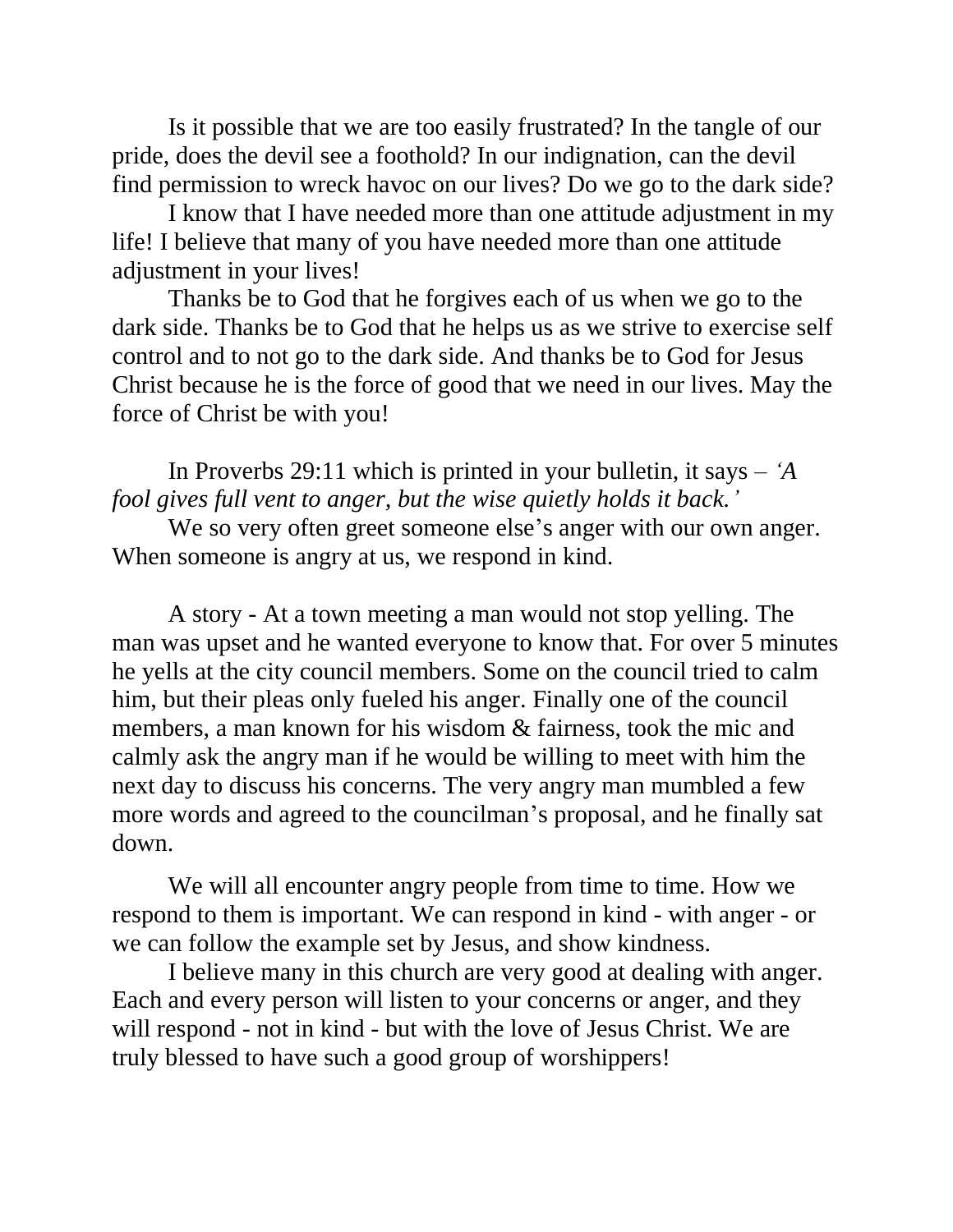Is it possible that we are too easily frustrated? In the tangle of our pride, does the devil see a foothold? In our indignation, can the devil find permission to wreck havoc on our lives? Do we go to the dark side?

I know that I have needed more than one attitude adjustment in my life! I believe that many of you have needed more than one attitude adjustment in your lives!

Thanks be to God that he forgives each of us when we go to the dark side. Thanks be to God that he helps us as we strive to exercise self control and to not go to the dark side. And thanks be to God for Jesus Christ because he is the force of good that we need in our lives. May the force of Christ be with you!

In Proverbs 29:11 which is printed in your bulletin, it says – *'A fool gives full vent to anger, but the wise quietly holds it back.'*

We so very often greet someone else's anger with our own anger. When someone is angry at us, we respond in kind.

A story - At a town meeting a man would not stop yelling. The man was upset and he wanted everyone to know that. For over 5 minutes he yells at the city council members. Some on the council tried to calm him, but their pleas only fueled his anger. Finally one of the council members, a man known for his wisdom & fairness, took the mic and calmly ask the angry man if he would be willing to meet with him the next day to discuss his concerns. The very angry man mumbled a few more words and agreed to the councilman's proposal, and he finally sat down.

We will all encounter angry people from time to time. How we respond to them is important. We can respond in kind - with anger - or we can follow the example set by Jesus, and show kindness.

I believe many in this church are very good at dealing with anger. Each and every person will listen to your concerns or anger, and they will respond - not in kind - but with the love of Jesus Christ. We are truly blessed to have such a good group of worshippers!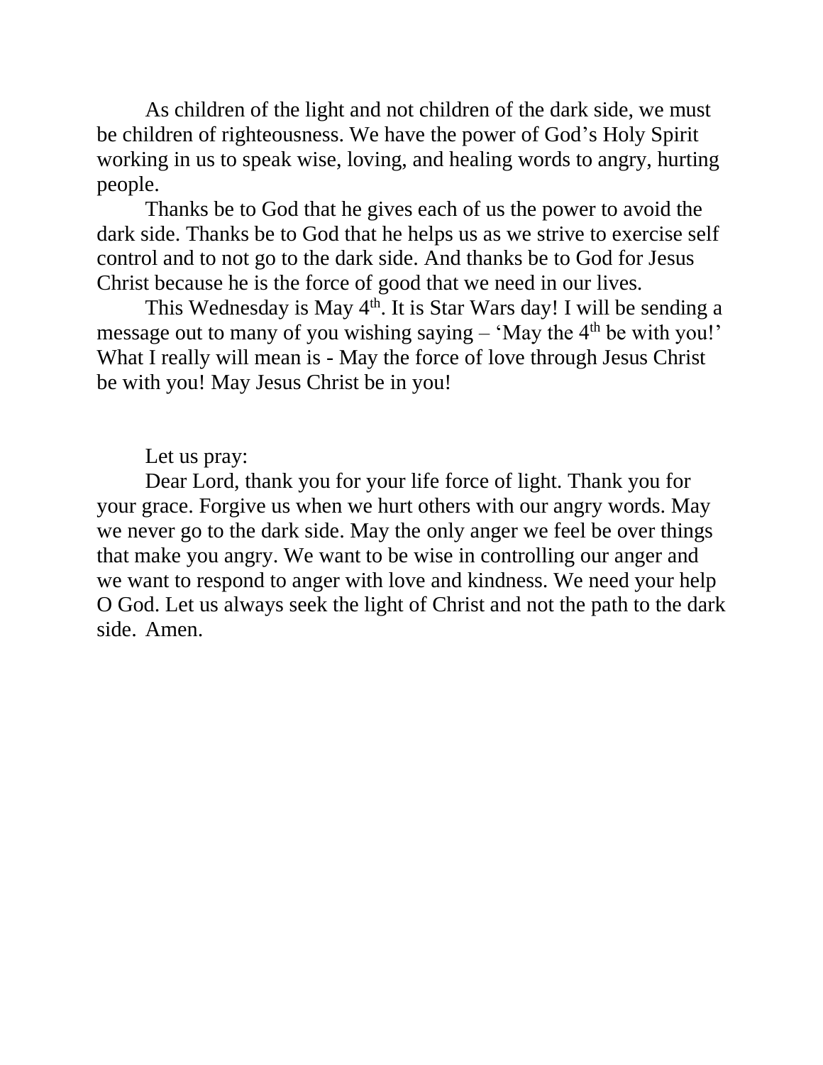As children of the light and not children of the dark side, we must be children of righteousness. We have the power of God's Holy Spirit working in us to speak wise, loving, and healing words to angry, hurting people.

Thanks be to God that he gives each of us the power to avoid the dark side. Thanks be to God that he helps us as we strive to exercise self control and to not go to the dark side. And thanks be to God for Jesus Christ because he is the force of good that we need in our lives.

This Wednesday is May 4th. It is Star Wars day! I will be sending a message out to many of you wishing saying – 'May the 4th be with you!' What I really will mean is - May the force of love through Jesus Christ be with you! May Jesus Christ be in you!

Let us pray:

Dear Lord, thank you for your life force of light. Thank you for your grace. Forgive us when we hurt others with our angry words. May we never go to the dark side. May the only anger we feel be over things that make you angry. We want to be wise in controlling our anger and we want to respond to anger with love and kindness. We need your help O God. Let us always seek the light of Christ and not the path to the dark side. Amen.